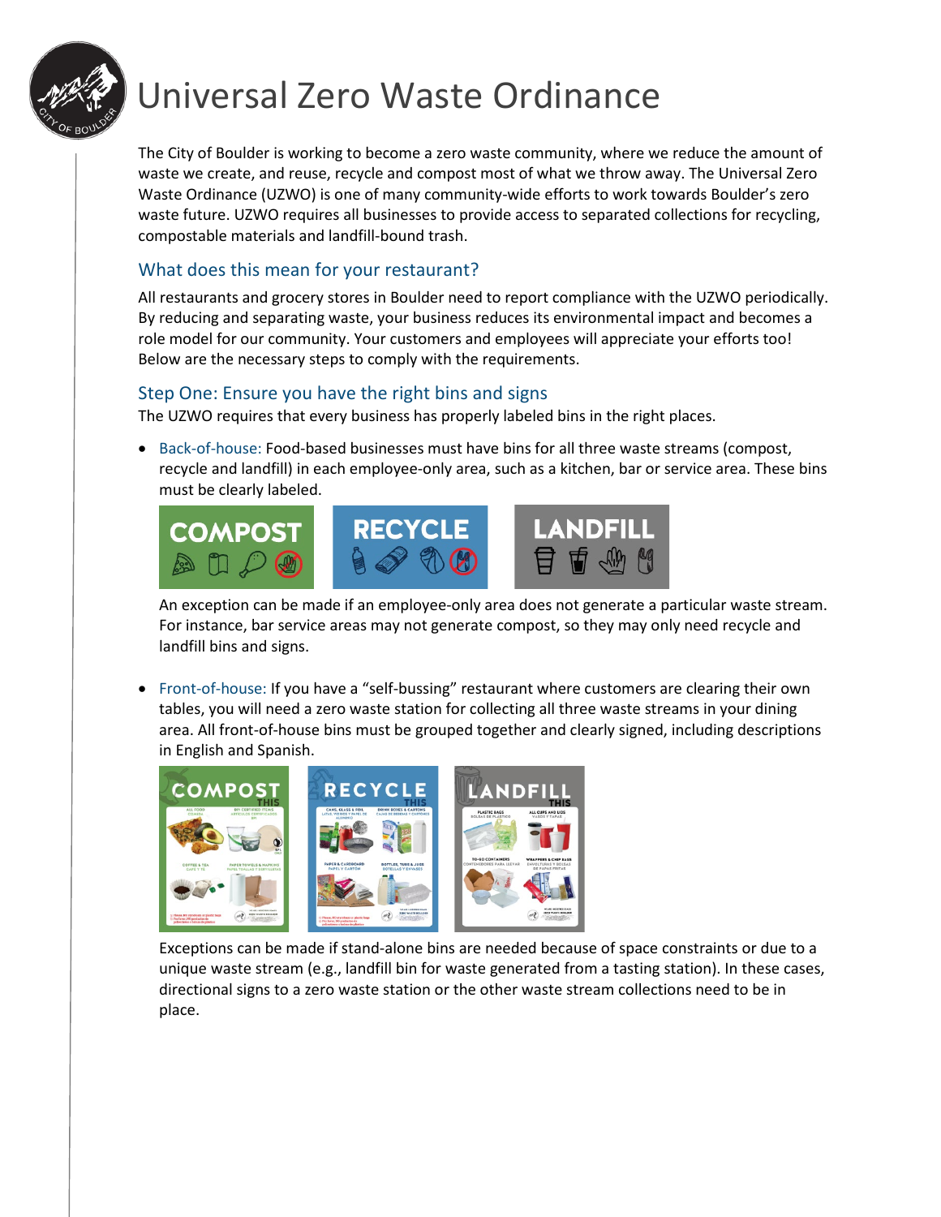# Universal Zero Waste Ordinance

The City of Boulder is working to become a zero waste community, where we reduce the amount of waste we create, and reuse, recycle and compost most of what we throw away. The Universal Zero Waste Ordinance (UZWO) is one of many community-wide efforts to work towards Boulder's zero waste future. UZWO requires all businesses to provide access to separated collections for recycling, compostable materials and landfill-bound trash.

## What does this mean for your restaurant?

All restaurants and grocery stores in Boulder need to report compliance with the UZWO periodically. By reducing and separating waste, your business reduces its environmental impact and becomes a role model for our community. Your customers and employees will appreciate your efforts too! Below are the necessary steps to comply with the requirements.

## Step One: Ensure you have the right bins and signs

The UZWO requires that every business has properly labeled bins in the right places.

- Back-of-house: Food-based businesses must have bins for all three waste streams (compost, recycle and landfill) in each employee-only area, such as a kitchen, bar or service area. These bins must be clearly labeled.

  An exception can be made if an employee-only area does not generate a particular waste stream. For instance, bar service areas may not generate compost, so they may only need recycle and landfill bins and signs.

- Front-of-house: If you have a "self-bussing" restaurant where customers are clearing their own tables, you will need a zero waste station for collecting all three waste streams in your dining area. All front-of-house bins must be grouped together and clearly signed, including descriptions in English and Spanish.

  Exceptions can be made if stand-alone bins are needed because of space constraints or due to a unique waste stream (e.g., landfill bin for waste generated from a tasting station). In these cases, directional signs to a zero waste station or the other waste stream collections need to be in place.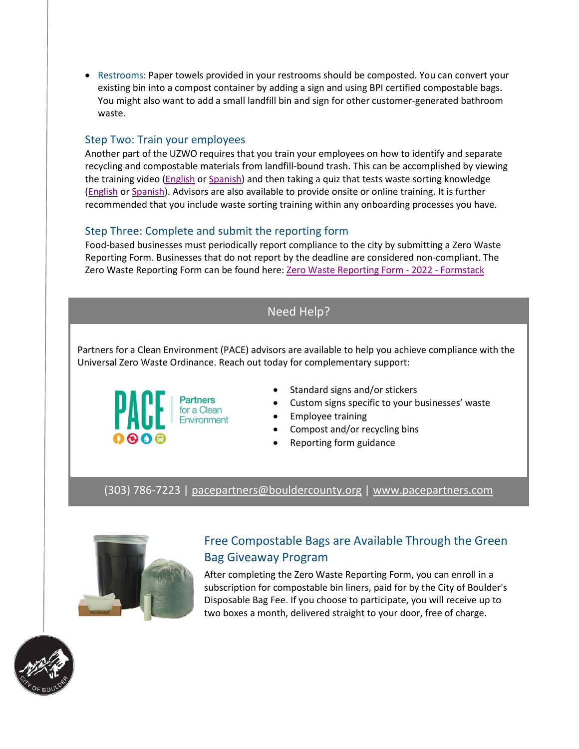- Restrooms: Paper towels provided in your restrooms should be composted. You can convert your existing bin into a compost container by adding a sign and using BPI certified compostable bags. You might also want to add a small landfill bin and sign for other customer-generated bathroom waste.

### Step Two: Train your employees

Another part of the UZWO requires that you train your employees on how to identify and separate recycling and compostable materials from landfill-bound trash. This can be accomplished by viewing the training video (English or Spanish) and then taking a quiz that tests waste sorting knowledge (English or Spanish). Advisors are also available to provide onsite or online training. It is further recommended that you include waste sorting training within any onboarding processes you have.

### Step Three: Complete and submit the reporting form

Food-based businesses must periodically report compliance to the city by submitting a Zero Waste Reporting Form. Businesses that do not report by the deadline are considered non-compliant. The Zero Waste Reporting Form can be found here: Zero Waste Reporting Form - 2022 - Formstack

## Need Help?

Partners for a Clean Environment (PACE) advisors are available to help you achieve compliance with the Universal Zero Waste Ordinance. Reach out today for complementary support:

PACE Partners for a Clean Environment

- Standard signs and/or stickers
- Custom signs specific to your businesses' waste
- Employee training
- Compost and/or recycling bins
- Reporting form guidance

(303) 786-7223 | pacepartners@bouldercounty.org | www.pacepartners.com

### Free Compostable Bags are Available Through the Green Bag Giveaway Program

After completing the Zero Waste Reporting Form, you can enroll in a subscription for compostable bin liners, paid for by the City of Boulder's Disposable Bag Fee. If you choose to participate, you will receive up to two boxes a month, delivered straight to your door, free of charge.